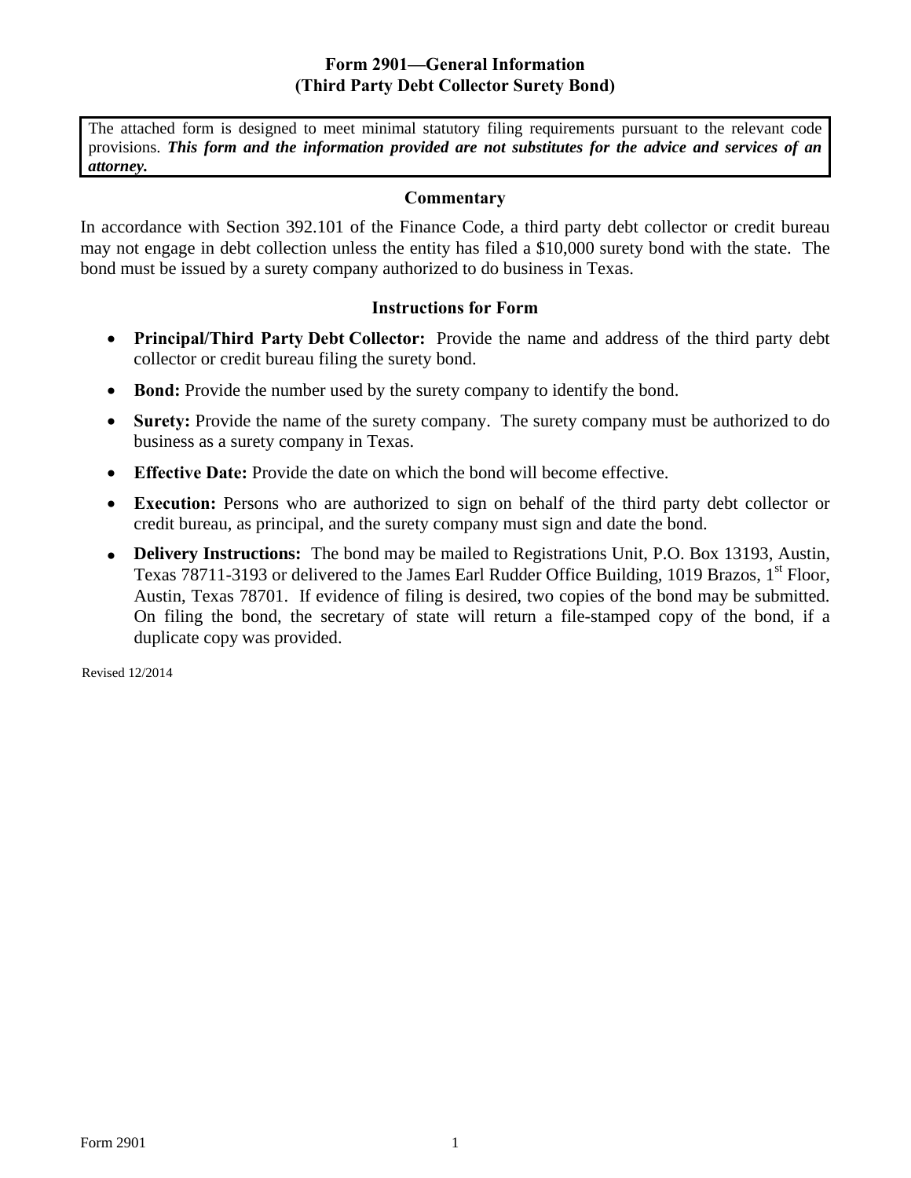# Form 2901—General Information
## (Third Party Debt Collector Surety Bond)

The attached form is designed to meet minimal statutory filing requirements pursuant to the relevant code provisions. ***This form and the information provided are not substitutes for the advice and services of an attorney.***

### Commentary

In accordance with Section 392.101 of the Finance Code, a third party debt collector or credit bureau may not engage in debt collection unless the entity has filed a $10,000 surety bond with the state. The bond must be issued by a surety company authorized to do business in Texas.

### Instructions for Form

- **Principal/Third Party Debt Collector:** Provide the name and address of the third party debt collector or credit bureau filing the surety bond.
- **Bond:** Provide the number used by the surety company to identify the bond.
- **Surety:** Provide the name of the surety company. The surety company must be authorized to do business as a surety company in Texas.
- **Effective Date:** Provide the date on which the bond will become effective.
- **Execution:** Persons who are authorized to sign on behalf of the third party debt collector or credit bureau, as principal, and the surety company must sign and date the bond.
- **Delivery Instructions:** The bond may be mailed to Registrations Unit, P.O. Box 13193, Austin, Texas 78711-3193 or delivered to the James Earl Rudder Office Building, 1019 Brazos, 1st Floor, Austin, Texas 78701. If evidence of filing is desired, two copies of the bond may be submitted. On filing the bond, the secretary of state will return a file-stamped copy of the bond, if a duplicate copy was provided.

Revised 12/2014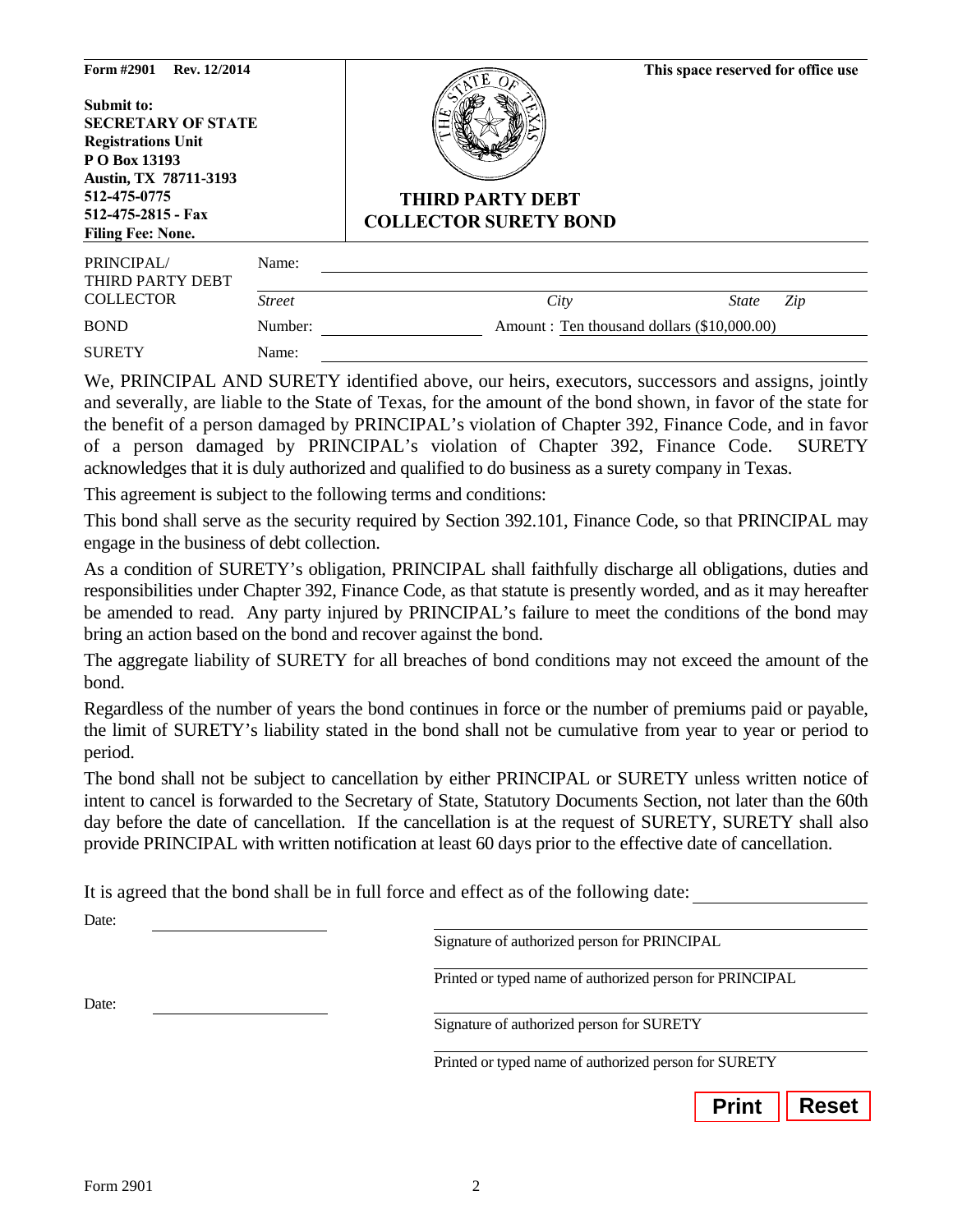**Form #2901 Rev. 12/2014**

**Submit to:**
**SECRETARY OF STATE**
**Registrations Unit**
**P O Box 13193**
**Austin, TX 78711-3193**
**512-475-0775**
**512-475-2815 - Fax**
**Filing Fee: None.**

**This space reserved for office use**

# THIRD PARTY DEBT COLLECTOR SURETY BOND

| | | | |
|---|---|---|---|
| PRINCIPAL/ THIRD PARTY DEBT COLLECTOR | Name: | | |
| | *Street* | *City* | *State Zip* |
| BOND | Number: | Amount : Ten thousand dollars ($10,000.00) | |
| SURETY | Name: | | |

We, PRINCIPAL AND SURETY identified above, our heirs, executors, successors and assigns, jointly and severally, are liable to the State of Texas, for the amount of the bond shown, in favor of the state for the benefit of a person damaged by PRINCIPAL's violation of Chapter 392, Finance Code, and in favor of a person damaged by PRINCIPAL's violation of Chapter 392, Finance Code. SURETY acknowledges that it is duly authorized and qualified to do business as a surety company in Texas.

This agreement is subject to the following terms and conditions:

This bond shall serve as the security required by Section 392.101, Finance Code, so that PRINCIPAL may engage in the business of debt collection.

As a condition of SURETY's obligation, PRINCIPAL shall faithfully discharge all obligations, duties and responsibilities under Chapter 392, Finance Code, as that statute is presently worded, and as it may hereafter be amended to read. Any party injured by PRINCIPAL's failure to meet the conditions of the bond may bring an action based on the bond and recover against the bond.

The aggregate liability of SURETY for all breaches of bond conditions may not exceed the amount of the bond.

Regardless of the number of years the bond continues in force or the number of premiums paid or payable, the limit of SURETY's liability stated in the bond shall not be cumulative from year to year or period to period.

The bond shall not be subject to cancellation by either PRINCIPAL or SURETY unless written notice of intent to cancel is forwarded to the Secretary of State, Statutory Documents Section, not later than the 60th day before the date of cancellation. If the cancellation is at the request of SURETY, SURETY shall also provide PRINCIPAL with written notification at least 60 days prior to the effective date of cancellation.

It is agreed that the bond shall be in full force and effect as of the following date: ____________________

Date: ____________________

____________________
Signature of authorized person for PRINCIPAL

____________________
Printed or typed name of authorized person for PRINCIPAL

Date: ____________________

____________________
Signature of authorized person for SURETY

____________________
Printed or typed name of authorized person for SURETY

Print Reset

Form 2901